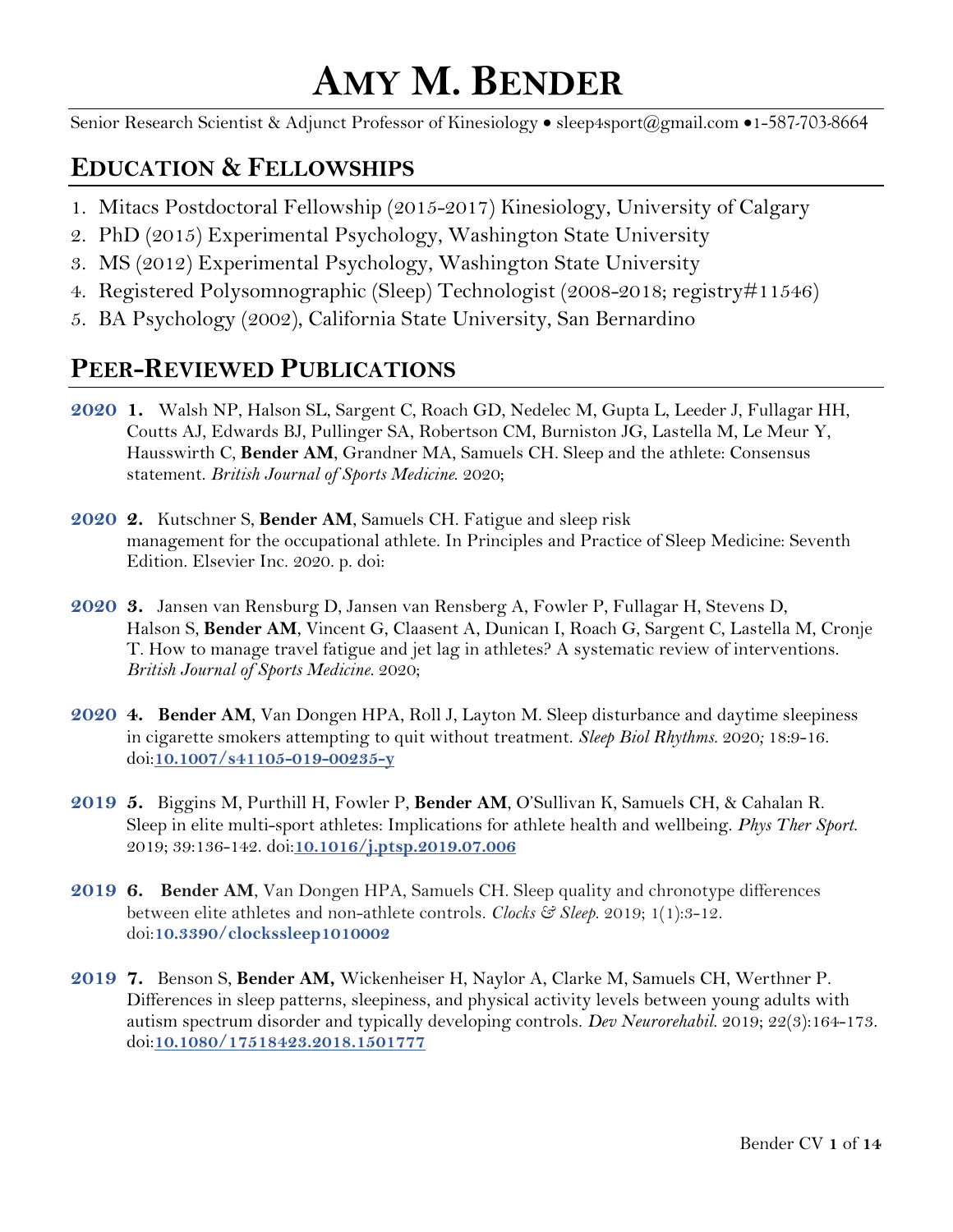# Amy M. Bender

Senior Research Scientist & Adjunct Professor of Kinesiology • sleep4sport@gmail.com •1-587-703-8664

## Education & Fellowships

1. Mitacs Postdoctoral Fellowship (2015-2017) Kinesiology, University of Calgary
2. PhD (2015) Experimental Psychology, Washington State University
3. MS (2012) Experimental Psychology, Washington State University
4. Registered Polysomnographic (Sleep) Technologist (2008-2018; registry#11546)
5. BA Psychology (2002), California State University, San Bernardino

## Peer-Reviewed Publications

**2020** **1.** Walsh NP, Halson SL, Sargent C, Roach GD, Nedelec M, Gupta L, Leeder J, Fullagar HH, Coutts AJ, Edwards BJ, Pullinger SA, Robertson CM, Burniston JG, Lastella M, Le Meur Y, Hausswirth C, **Bender AM**, Grandner MA, Samuels CH. Sleep and the athlete: Consensus statement. *British Journal of Sports Medicine.* 2020;

**2020** **2.** Kutschner S, **Bender AM**, Samuels CH. Fatigue and sleep risk management for the occupational athlete. In Principles and Practice of Sleep Medicine: Seventh Edition. Elsevier Inc. 2020. p. doi:

**2020** **3.** Jansen van Rensburg D, Jansen van Rensberg A, Fowler P, Fullagar H, Stevens D, Halson S, **Bender AM**, Vincent G, Claasent A, Dunican I, Roach G, Sargent C, Lastella M, Cronje T. How to manage travel fatigue and jet lag in athletes? A systematic review of interventions. *British Journal of Sports Medicine.* 2020;

**2020** **4.** **Bender AM**, Van Dongen HPA, Roll J, Layton M. Sleep disturbance and daytime sleepiness in cigarette smokers attempting to quit without treatment. *Sleep Biol Rhythms.* 2020; 18:9-16. doi:**10.1007/s41105-019-00235-y**

**2019** **5.** Biggins M, Purthill H, Fowler P, **Bender AM**, O'Sullivan K, Samuels CH, & Cahalan R. Sleep in elite multi-sport athletes: Implications for athlete health and wellbeing. *Phys Ther Sport.* 2019; 39:136-142. doi:**10.1016/j.ptsp.2019.07.006**

**2019** **6.** **Bender AM**, Van Dongen HPA, Samuels CH. Sleep quality and chronotype differences between elite athletes and non-athlete controls. *Clocks & Sleep.* 2019; 1(1):3-12. doi:**10.3390/clockssleep1010002**

**2019** **7.** Benson S, **Bender AM,** Wickenheiser H, Naylor A, Clarke M, Samuels CH, Werthner P. Differences in sleep patterns, sleepiness, and physical activity levels between young adults with autism spectrum disorder and typically developing controls. *Dev Neurorehabil.* 2019; 22(3):164-173. doi:**10.1080/17518423.2018.1501777**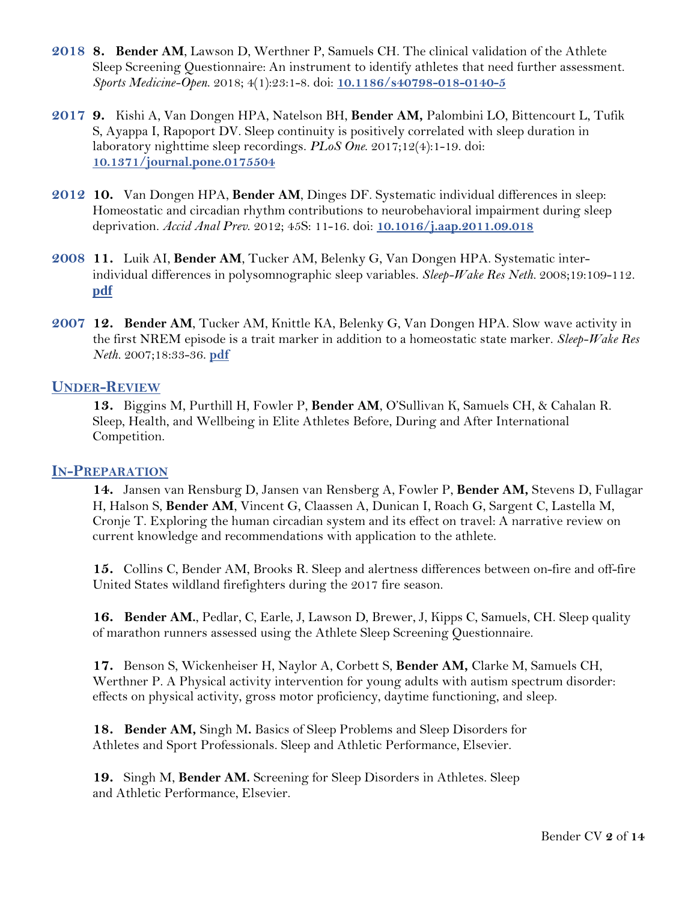**2018** **8. Bender AM**, Lawson D, Werthner P, Samuels CH. The clinical validation of the Athlete Sleep Screening Questionnaire: An instrument to identify athletes that need further assessment. *Sports Medicine-Open.* 2018; 4(1):23:1-8. doi: **10.1186/s40798-018-0140-5**

**2017** **9.** Kishi A, Van Dongen HPA, Natelson BH, **Bender AM,** Palombini LO, Bittencourt L, Tufik S, Ayappa I, Rapoport DV. Sleep continuity is positively correlated with sleep duration in laboratory nighttime sleep recordings. *PLoS One.* 2017;12(4):1-19. doi: **10.1371/journal.pone.0175504**

**2012** **10.** Van Dongen HPA, **Bender AM**, Dinges DF. Systematic individual differences in sleep: Homeostatic and circadian rhythm contributions to neurobehavioral impairment during sleep deprivation. *Accid Anal Prev.* 2012; 45S: 11-16. doi: **10.1016/j.aap.2011.09.018**

**2008** **11.** Luik AI, **Bender AM**, Tucker AM, Belenky G, Van Dongen HPA. Systematic inter-individual differences in polysomnographic sleep variables. *Sleep-Wake Res Neth.* 2008;19:109-112. **pdf**

**2007** **12. Bender AM**, Tucker AM, Knittle KA, Belenky G, Van Dongen HPA. Slow wave activity in the first NREM episode is a trait marker in addition to a homeostatic state marker. *Sleep-Wake Res Neth.* 2007;18:33-36. **pdf**

## UNDER-REVIEW

**13.** Biggins M, Purthill H, Fowler P, **Bender AM**, O'Sullivan K, Samuels CH, & Cahalan R. Sleep, Health, and Wellbeing in Elite Athletes Before, During and After International Competition.

## IN-PREPARATION

**14.** Jansen van Rensburg D, Jansen van Rensberg A, Fowler P, **Bender AM,** Stevens D, Fullagar H, Halson S, **Bender AM**, Vincent G, Claassen A, Dunican I, Roach G, Sargent C, Lastella M, Cronje T. Exploring the human circadian system and its effect on travel: A narrative review on current knowledge and recommendations with application to the athlete.

**15.** Collins C, Bender AM, Brooks R. Sleep and alertness differences between on-fire and off-fire United States wildland firefighters during the 2017 fire season.

**16. Bender AM.**, Pedlar, C, Earle, J, Lawson D, Brewer, J, Kipps C, Samuels, CH. Sleep quality of marathon runners assessed using the Athlete Sleep Screening Questionnaire.

**17.** Benson S, Wickenheiser H, Naylor A, Corbett S, **Bender AM,** Clarke M, Samuels CH, Werthner P. A Physical activity intervention for young adults with autism spectrum disorder: effects on physical activity, gross motor proficiency, daytime functioning, and sleep.

**18. Bender AM,** Singh M**.** Basics of Sleep Problems and Sleep Disorders for Athletes and Sport Professionals. Sleep and Athletic Performance, Elsevier.

**19.** Singh M, **Bender AM.** Screening for Sleep Disorders in Athletes. Sleep and Athletic Performance, Elsevier.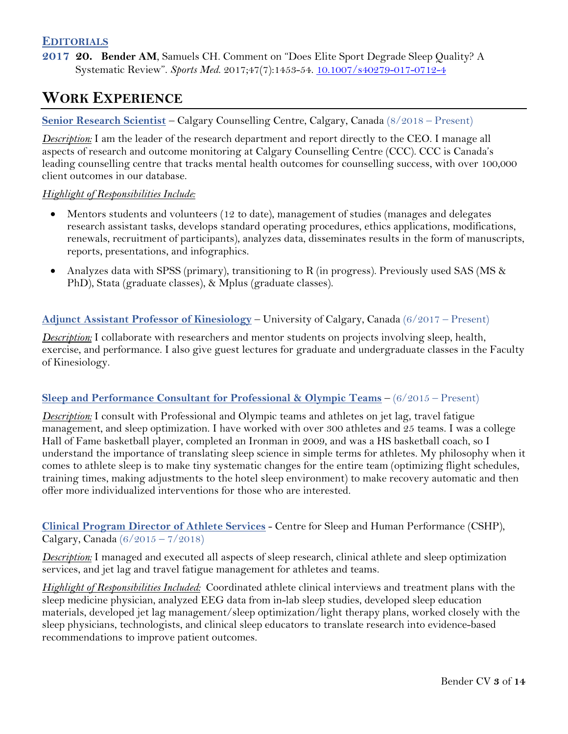### EDITORIALS

**2017** **20.** **Bender AM**, Samuels CH. Comment on "Does Elite Sport Degrade Sleep Quality? A Systematic Review". *Sports Med.* 2017;47(7):1453-54. 10.1007/s40279-017-0712-4

# WORK EXPERIENCE

**Senior Research Scientist** – Calgary Counselling Centre, Calgary, Canada (8/2018 – Present)

*Description:* I am the leader of the research department and report directly to the CEO. I manage all aspects of research and outcome monitoring at Calgary Counselling Centre (CCC). CCC is Canada's leading counselling centre that tracks mental health outcomes for counselling success, with over 100,000 client outcomes in our database.

*Highlight of Responsibilities Include:*

- Mentors students and volunteers (12 to date), management of studies (manages and delegates research assistant tasks, develops standard operating procedures, ethics applications, modifications, renewals, recruitment of participants), analyzes data, disseminates results in the form of manuscripts, reports, presentations, and infographics.
- Analyzes data with SPSS (primary), transitioning to R (in progress). Previously used SAS (MS & PhD), Stata (graduate classes), & Mplus (graduate classes).

**Adjunct Assistant Professor of Kinesiology** – University of Calgary, Canada (6/2017 – Present)

*Description:* I collaborate with researchers and mentor students on projects involving sleep, health, exercise, and performance. I also give guest lectures for graduate and undergraduate classes in the Faculty of Kinesiology.

**Sleep and Performance Consultant for Professional & Olympic Teams** – (6/2015 – Present)

*Description:* I consult with Professional and Olympic teams and athletes on jet lag, travel fatigue management, and sleep optimization. I have worked with over 300 athletes and 25 teams. I was a college Hall of Fame basketball player, completed an Ironman in 2009, and was a HS basketball coach, so I understand the importance of translating sleep science in simple terms for athletes. My philosophy when it comes to athlete sleep is to make tiny systematic changes for the entire team (optimizing flight schedules, training times, making adjustments to the hotel sleep environment) to make recovery automatic and then offer more individualized interventions for those who are interested.

**Clinical Program Director of Athlete Services** - Centre for Sleep and Human Performance (CSHP), Calgary, Canada (6/2015 – 7/2018)

*Description:* I managed and executed all aspects of sleep research, clinical athlete and sleep optimization services, and jet lag and travel fatigue management for athletes and teams.

*Highlight of Responsibilities Included:* Coordinated athlete clinical interviews and treatment plans with the sleep medicine physician, analyzed EEG data from in-lab sleep studies, developed sleep education materials, developed jet lag management/sleep optimization/light therapy plans, worked closely with the sleep physicians, technologists, and clinical sleep educators to translate research into evidence-based recommendations to improve patient outcomes.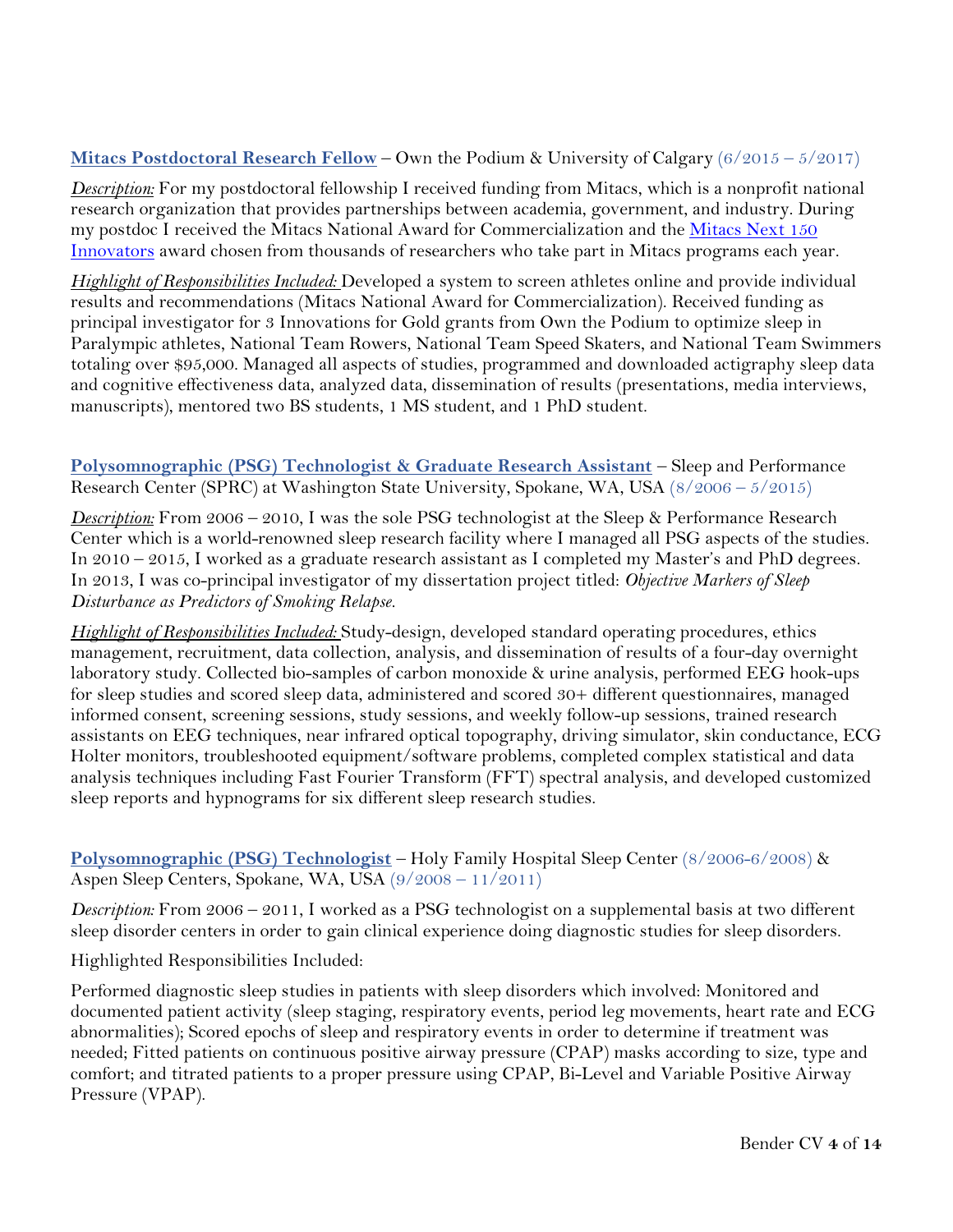**Mitacs Postdoctoral Research Fellow** – Own the Podium & University of Calgary (6/2015 – 5/2017)

*Description:* For my postdoctoral fellowship I received funding from Mitacs, which is a nonprofit national research organization that provides partnerships between academia, government, and industry. During my postdoc I received the Mitacs National Award for Commercialization and the Mitacs Next 150 Innovators award chosen from thousands of researchers who take part in Mitacs programs each year.

*Highlight of Responsibilities Included:* Developed a system to screen athletes online and provide individual results and recommendations (Mitacs National Award for Commercialization). Received funding as principal investigator for 3 Innovations for Gold grants from Own the Podium to optimize sleep in Paralympic athletes, National Team Rowers, National Team Speed Skaters, and National Team Swimmers totaling over $95,000. Managed all aspects of studies, programmed and downloaded actigraphy sleep data and cognitive effectiveness data, analyzed data, dissemination of results (presentations, media interviews, manuscripts), mentored two BS students, 1 MS student, and 1 PhD student.

**Polysomnographic (PSG) Technologist & Graduate Research Assistant** – Sleep and Performance Research Center (SPRC) at Washington State University, Spokane, WA, USA (8/2006 – 5/2015)

*Description:* From 2006 – 2010, I was the sole PSG technologist at the Sleep & Performance Research Center which is a world-renowned sleep research facility where I managed all PSG aspects of the studies. In 2010 – 2015, I worked as a graduate research assistant as I completed my Master's and PhD degrees. In 2013, I was co-principal investigator of my dissertation project titled: *Objective Markers of Sleep Disturbance as Predictors of Smoking Relapse.*

*Highlight of Responsibilities Included:* Study-design, developed standard operating procedures, ethics management, recruitment, data collection, analysis, and dissemination of results of a four-day overnight laboratory study. Collected bio-samples of carbon monoxide & urine analysis, performed EEG hook-ups for sleep studies and scored sleep data, administered and scored 30+ different questionnaires, managed informed consent, screening sessions, study sessions, and weekly follow-up sessions, trained research assistants on EEG techniques, near infrared optical topography, driving simulator, skin conductance, ECG Holter monitors, troubleshooted equipment/software problems, completed complex statistical and data analysis techniques including Fast Fourier Transform (FFT) spectral analysis, and developed customized sleep reports and hypnograms for six different sleep research studies.

**Polysomnographic (PSG) Technologist** – Holy Family Hospital Sleep Center (8/2006-6/2008) & Aspen Sleep Centers, Spokane, WA, USA (9/2008 – 11/2011)

*Description:* From 2006 – 2011, I worked as a PSG technologist on a supplemental basis at two different sleep disorder centers in order to gain clinical experience doing diagnostic studies for sleep disorders.

Highlighted Responsibilities Included:

Performed diagnostic sleep studies in patients with sleep disorders which involved: Monitored and documented patient activity (sleep staging, respiratory events, period leg movements, heart rate and ECG abnormalities); Scored epochs of sleep and respiratory events in order to determine if treatment was needed; Fitted patients on continuous positive airway pressure (CPAP) masks according to size, type and comfort; and titrated patients to a proper pressure using CPAP, Bi-Level and Variable Positive Airway Pressure (VPAP).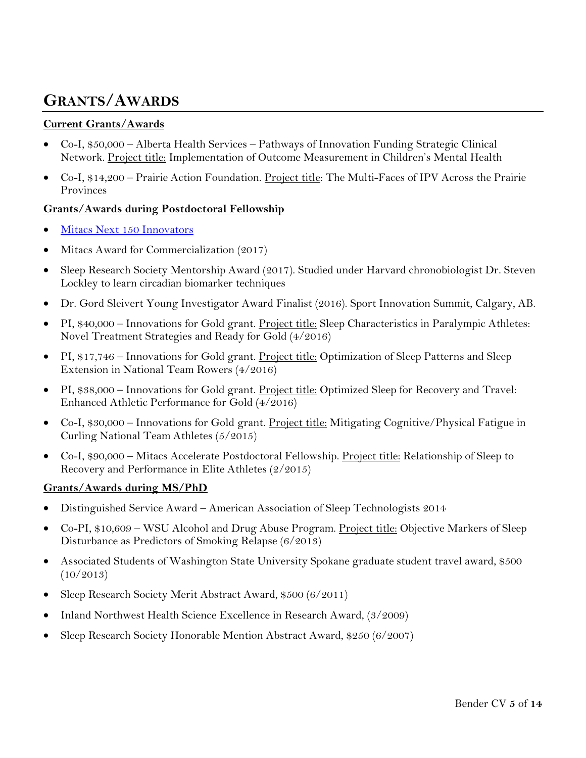# GRANTS/AWARDS

**Current Grants/Awards**

- Co-I, $50,000 – Alberta Health Services – Pathways of Innovation Funding Strategic Clinical Network. Project title: Implementation of Outcome Measurement in Children's Mental Health
- Co-I, $14,200 – Prairie Action Foundation. Project title: The Multi-Faces of IPV Across the Prairie Provinces

**Grants/Awards during Postdoctoral Fellowship**

- Mitacs Next 150 Innovators
- Mitacs Award for Commercialization (2017)
- Sleep Research Society Mentorship Award (2017). Studied under Harvard chronobiologist Dr. Steven Lockley to learn circadian biomarker techniques
- Dr. Gord Sleivert Young Investigator Award Finalist (2016). Sport Innovation Summit, Calgary, AB.
- PI, $40,000 – Innovations for Gold grant. Project title: Sleep Characteristics in Paralympic Athletes: Novel Treatment Strategies and Ready for Gold (4/2016)
- PI, $17,746 – Innovations for Gold grant. Project title: Optimization of Sleep Patterns and Sleep Extension in National Team Rowers (4/2016)
- PI, $38,000 – Innovations for Gold grant. Project title: Optimized Sleep for Recovery and Travel: Enhanced Athletic Performance for Gold (4/2016)
- Co-I, $30,000 – Innovations for Gold grant. Project title: Mitigating Cognitive/Physical Fatigue in Curling National Team Athletes (5/2015)
- Co-I, $90,000 – Mitacs Accelerate Postdoctoral Fellowship. Project title: Relationship of Sleep to Recovery and Performance in Elite Athletes (2/2015)

**Grants/Awards during MS/PhD**

- Distinguished Service Award – American Association of Sleep Technologists 2014
- Co-PI, $10,609 – WSU Alcohol and Drug Abuse Program. Project title: Objective Markers of Sleep Disturbance as Predictors of Smoking Relapse (6/2013)
- Associated Students of Washington State University Spokane graduate student travel award, $500 (10/2013)
- Sleep Research Society Merit Abstract Award, $500 (6/2011)
- Inland Northwest Health Science Excellence in Research Award, (3/2009)
- Sleep Research Society Honorable Mention Abstract Award, $250 (6/2007)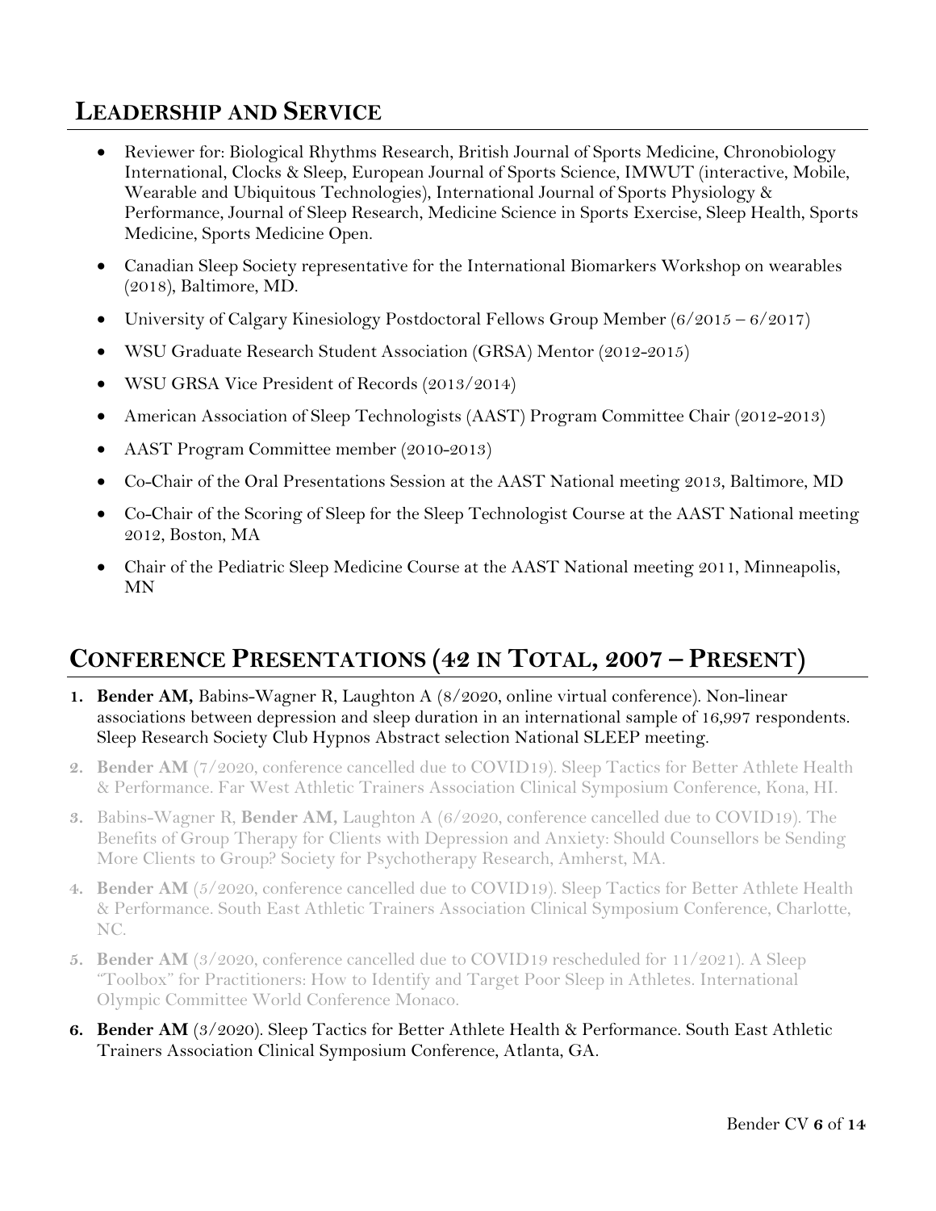## Leadership and Service

- Reviewer for: Biological Rhythms Research, British Journal of Sports Medicine, Chronobiology International, Clocks & Sleep, European Journal of Sports Science, IMWUT (interactive, Mobile, Wearable and Ubiquitous Technologies), International Journal of Sports Physiology & Performance, Journal of Sleep Research, Medicine Science in Sports Exercise, Sleep Health, Sports Medicine, Sports Medicine Open.
- Canadian Sleep Society representative for the International Biomarkers Workshop on wearables (2018), Baltimore, MD.
- University of Calgary Kinesiology Postdoctoral Fellows Group Member (6/2015 – 6/2017)
- WSU Graduate Research Student Association (GRSA) Mentor (2012-2015)
- WSU GRSA Vice President of Records (2013/2014)
- American Association of Sleep Technologists (AAST) Program Committee Chair (2012-2013)
- AAST Program Committee member (2010-2013)
- Co-Chair of the Oral Presentations Session at the AAST National meeting 2013, Baltimore, MD
- Co-Chair of the Scoring of Sleep for the Sleep Technologist Course at the AAST National meeting 2012, Boston, MA
- Chair of the Pediatric Sleep Medicine Course at the AAST National meeting 2011, Minneapolis, MN

## Conference Presentations (42 in Total, 2007 – Present)

1. **Bender AM,** Babins-Wagner R, Laughton A (8/2020, online virtual conference). Non-linear associations between depression and sleep duration in an international sample of 16,997 respondents. Sleep Research Society Club Hypnos Abstract selection National SLEEP meeting.
2. **Bender AM** (7/2020, conference cancelled due to COVID19). Sleep Tactics for Better Athlete Health & Performance. Far West Athletic Trainers Association Clinical Symposium Conference, Kona, HI.
3. Babins-Wagner R, **Bender AM,** Laughton A (6/2020, conference cancelled due to COVID19). The Benefits of Group Therapy for Clients with Depression and Anxiety: Should Counsellors be Sending More Clients to Group? Society for Psychotherapy Research, Amherst, MA.
4. **Bender AM** (5/2020, conference cancelled due to COVID19). Sleep Tactics for Better Athlete Health & Performance. South East Athletic Trainers Association Clinical Symposium Conference, Charlotte, NC.
5. **Bender AM** (3/2020, conference cancelled due to COVID19 rescheduled for 11/2021). A Sleep "Toolbox" for Practitioners: How to Identify and Target Poor Sleep in Athletes. International Olympic Committee World Conference Monaco.
6. **Bender AM** (3/2020). Sleep Tactics for Better Athlete Health & Performance. South East Athletic Trainers Association Clinical Symposium Conference, Atlanta, GA.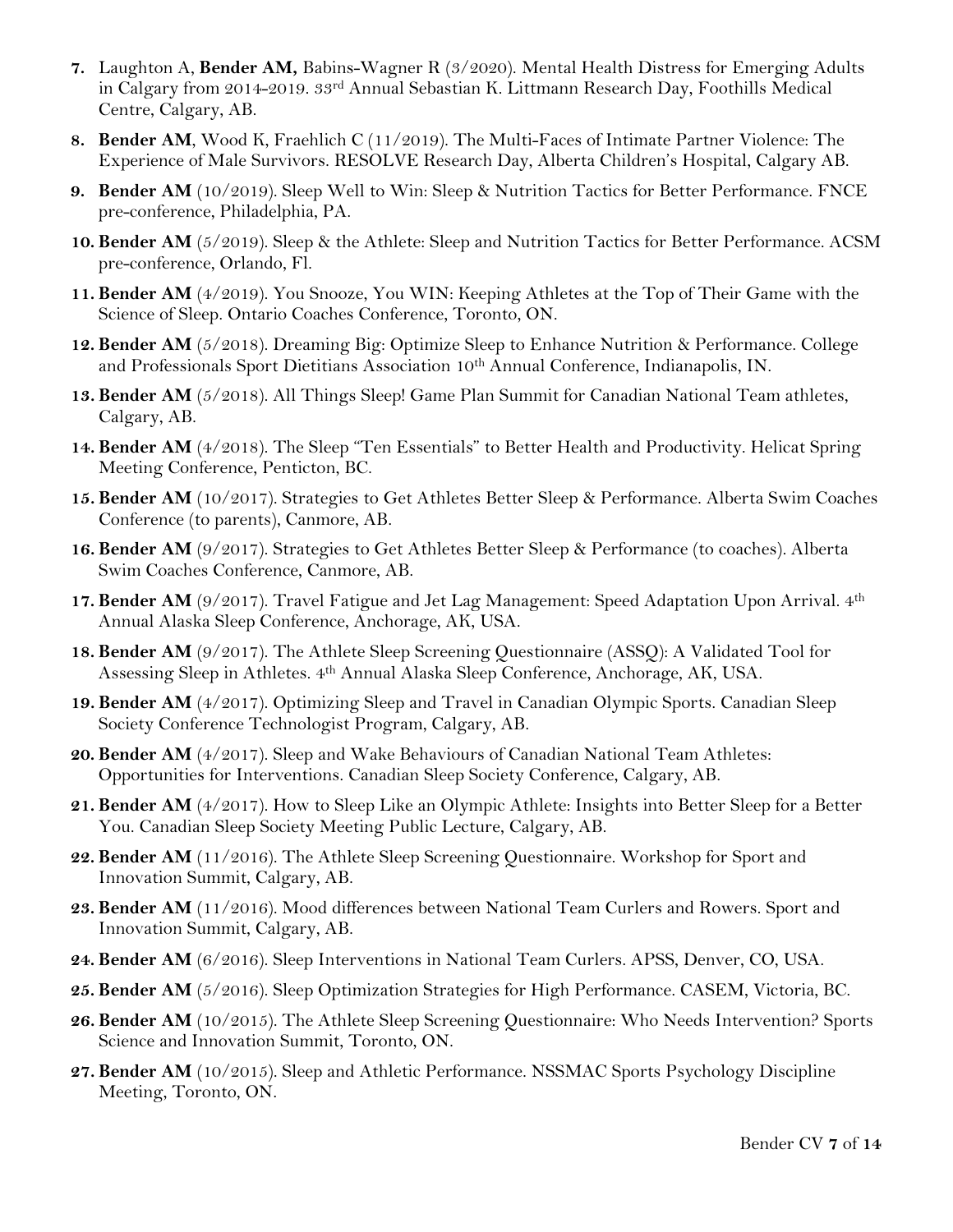7. Laughton A, **Bender AM,** Babins-Wagner R (3/2020). Mental Health Distress for Emerging Adults in Calgary from 2014-2019. 33rd Annual Sebastian K. Littmann Research Day, Foothills Medical Centre, Calgary, AB.
8. **Bender AM**, Wood K, Fraehlich C (11/2019). The Multi-Faces of Intimate Partner Violence: The Experience of Male Survivors. RESOLVE Research Day, Alberta Children's Hospital, Calgary AB.
9. **Bender AM** (10/2019). Sleep Well to Win: Sleep & Nutrition Tactics for Better Performance. FNCE pre-conference, Philadelphia, PA.
10. **Bender AM** (5/2019). Sleep & the Athlete: Sleep and Nutrition Tactics for Better Performance. ACSM pre-conference, Orlando, Fl.
11. **Bender AM** (4/2019). You Snooze, You WIN: Keeping Athletes at the Top of Their Game with the Science of Sleep. Ontario Coaches Conference, Toronto, ON.
12. **Bender AM** (5/2018). Dreaming Big: Optimize Sleep to Enhance Nutrition & Performance. College and Professionals Sport Dietitians Association 10th Annual Conference, Indianapolis, IN.
13. **Bender AM** (5/2018). All Things Sleep! Game Plan Summit for Canadian National Team athletes, Calgary, AB.
14. **Bender AM** (4/2018). The Sleep "Ten Essentials" to Better Health and Productivity. Helicat Spring Meeting Conference, Penticton, BC.
15. **Bender AM** (10/2017). Strategies to Get Athletes Better Sleep & Performance. Alberta Swim Coaches Conference (to parents), Canmore, AB.
16. **Bender AM** (9/2017). Strategies to Get Athletes Better Sleep & Performance (to coaches). Alberta Swim Coaches Conference, Canmore, AB.
17. **Bender AM** (9/2017). Travel Fatigue and Jet Lag Management: Speed Adaptation Upon Arrival. 4th Annual Alaska Sleep Conference, Anchorage, AK, USA.
18. **Bender AM** (9/2017). The Athlete Sleep Screening Questionnaire (ASSQ): A Validated Tool for Assessing Sleep in Athletes. 4th Annual Alaska Sleep Conference, Anchorage, AK, USA.
19. **Bender AM** (4/2017). Optimizing Sleep and Travel in Canadian Olympic Sports. Canadian Sleep Society Conference Technologist Program, Calgary, AB.
20. **Bender AM** (4/2017). Sleep and Wake Behaviours of Canadian National Team Athletes: Opportunities for Interventions. Canadian Sleep Society Conference, Calgary, AB.
21. **Bender AM** (4/2017). How to Sleep Like an Olympic Athlete: Insights into Better Sleep for a Better You. Canadian Sleep Society Meeting Public Lecture, Calgary, AB.
22. **Bender AM** (11/2016). The Athlete Sleep Screening Questionnaire. Workshop for Sport and Innovation Summit, Calgary, AB.
23. **Bender AM** (11/2016). Mood differences between National Team Curlers and Rowers. Sport and Innovation Summit, Calgary, AB.
24. **Bender AM** (6/2016). Sleep Interventions in National Team Curlers. APSS, Denver, CO, USA.
25. **Bender AM** (5/2016). Sleep Optimization Strategies for High Performance. CASEM, Victoria, BC.
26. **Bender AM** (10/2015). The Athlete Sleep Screening Questionnaire: Who Needs Intervention? Sports Science and Innovation Summit, Toronto, ON.
27. **Bender AM** (10/2015). Sleep and Athletic Performance. NSSMAC Sports Psychology Discipline Meeting, Toronto, ON.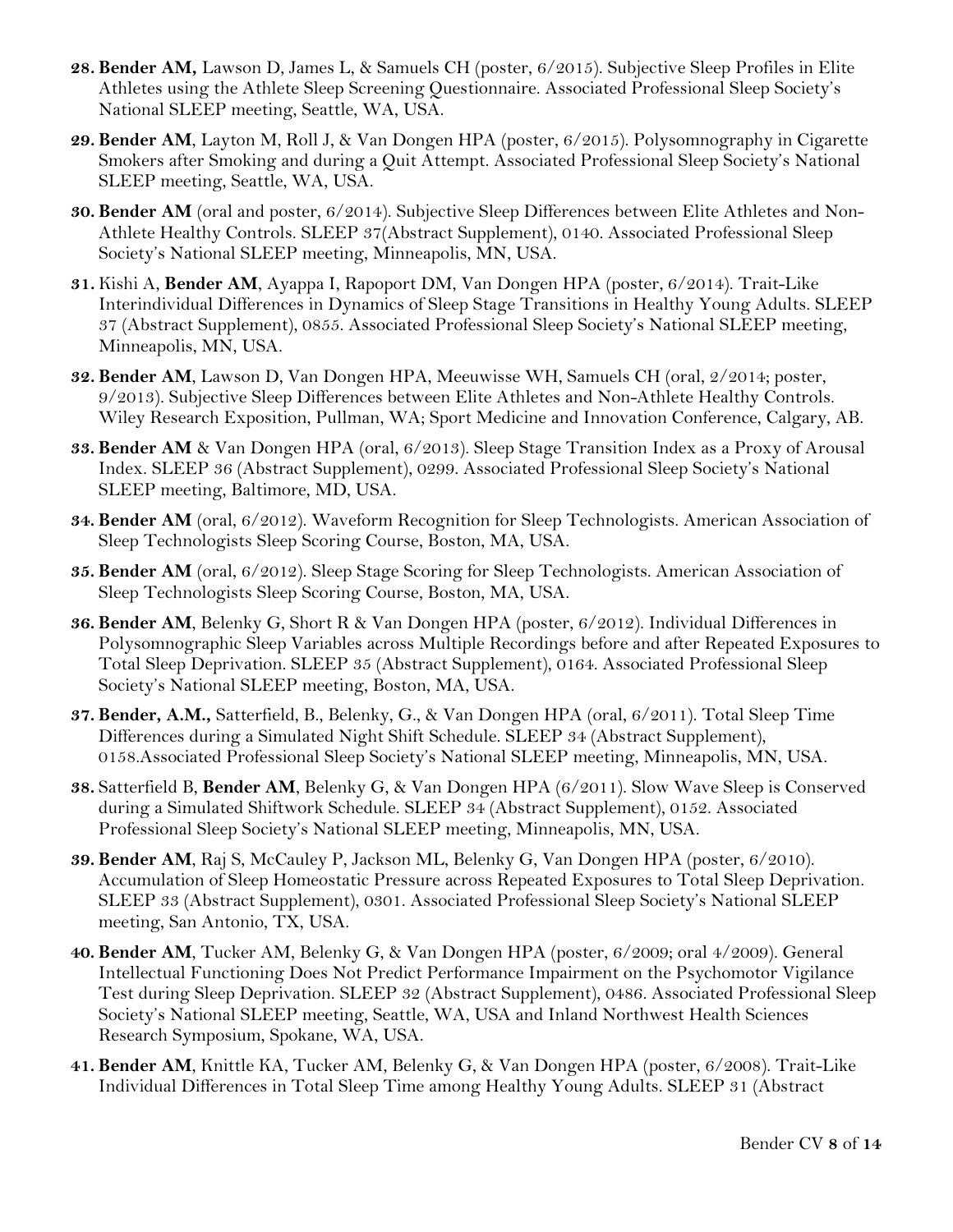28. **Bender AM,** Lawson D, James L, & Samuels CH (poster, 6/2015). Subjective Sleep Profiles in Elite Athletes using the Athlete Sleep Screening Questionnaire. Associated Professional Sleep Society's National SLEEP meeting, Seattle, WA, USA.

29. **Bender AM**, Layton M, Roll J, & Van Dongen HPA (poster, 6/2015). Polysomnography in Cigarette Smokers after Smoking and during a Quit Attempt. Associated Professional Sleep Society's National SLEEP meeting, Seattle, WA, USA.

30. **Bender AM** (oral and poster, 6/2014). Subjective Sleep Differences between Elite Athletes and Non-Athlete Healthy Controls. SLEEP 37(Abstract Supplement), 0140. Associated Professional Sleep Society's National SLEEP meeting, Minneapolis, MN, USA.

31. Kishi A, **Bender AM**, Ayappa I, Rapoport DM, Van Dongen HPA (poster, 6/2014). Trait-Like Interindividual Differences in Dynamics of Sleep Stage Transitions in Healthy Young Adults. SLEEP 37 (Abstract Supplement), 0855. Associated Professional Sleep Society's National SLEEP meeting, Minneapolis, MN, USA.

32. **Bender AM**, Lawson D, Van Dongen HPA, Meeuwisse WH, Samuels CH (oral, 2/2014; poster, 9/2013). Subjective Sleep Differences between Elite Athletes and Non-Athlete Healthy Controls. Wiley Research Exposition, Pullman, WA; Sport Medicine and Innovation Conference, Calgary, AB.

33. **Bender AM** & Van Dongen HPA (oral, 6/2013). Sleep Stage Transition Index as a Proxy of Arousal Index. SLEEP 36 (Abstract Supplement), 0299. Associated Professional Sleep Society's National SLEEP meeting, Baltimore, MD, USA.

34. **Bender AM** (oral, 6/2012). Waveform Recognition for Sleep Technologists. American Association of Sleep Technologists Sleep Scoring Course, Boston, MA, USA.

35. **Bender AM** (oral, 6/2012). Sleep Stage Scoring for Sleep Technologists. American Association of Sleep Technologists Sleep Scoring Course, Boston, MA, USA.

36. **Bender AM**, Belenky G, Short R & Van Dongen HPA (poster, 6/2012). Individual Differences in Polysomnographic Sleep Variables across Multiple Recordings before and after Repeated Exposures to Total Sleep Deprivation. SLEEP 35 (Abstract Supplement), 0164. Associated Professional Sleep Society's National SLEEP meeting, Boston, MA, USA.

37. **Bender, A.M.,** Satterfield, B., Belenky, G., & Van Dongen HPA (oral, 6/2011). Total Sleep Time Differences during a Simulated Night Shift Schedule. SLEEP 34 (Abstract Supplement), 0158.Associated Professional Sleep Society's National SLEEP meeting, Minneapolis, MN, USA.

38. Satterfield B, **Bender AM**, Belenky G, & Van Dongen HPA (6/2011). Slow Wave Sleep is Conserved during a Simulated Shiftwork Schedule. SLEEP 34 (Abstract Supplement), 0152. Associated Professional Sleep Society's National SLEEP meeting, Minneapolis, MN, USA.

39. **Bender AM**, Raj S, McCauley P, Jackson ML, Belenky G, Van Dongen HPA (poster, 6/2010). Accumulation of Sleep Homeostatic Pressure across Repeated Exposures to Total Sleep Deprivation. SLEEP 33 (Abstract Supplement), 0301. Associated Professional Sleep Society's National SLEEP meeting, San Antonio, TX, USA.

40. **Bender AM**, Tucker AM, Belenky G, & Van Dongen HPA (poster, 6/2009; oral 4/2009). General Intellectual Functioning Does Not Predict Performance Impairment on the Psychomotor Vigilance Test during Sleep Deprivation. SLEEP 32 (Abstract Supplement), 0486. Associated Professional Sleep Society's National SLEEP meeting, Seattle, WA, USA and Inland Northwest Health Sciences Research Symposium, Spokane, WA, USA.

41. **Bender AM**, Knittle KA, Tucker AM, Belenky G, & Van Dongen HPA (poster, 6/2008). Trait-Like Individual Differences in Total Sleep Time among Healthy Young Adults. SLEEP 31 (Abstract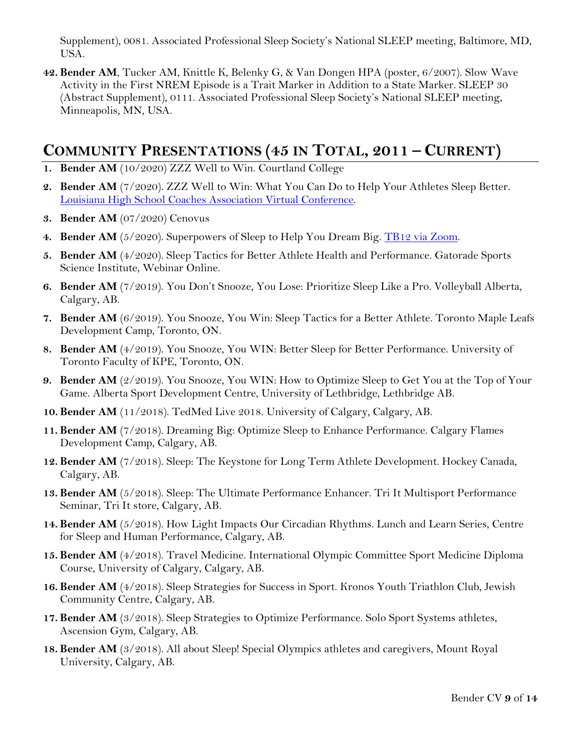Supplement), 0081. Associated Professional Sleep Society's National SLEEP meeting, Baltimore, MD, USA.

42. **Bender AM**, Tucker AM, Knittle K, Belenky G, & Van Dongen HPA (poster, 6/2007). Slow Wave Activity in the First NREM Episode is a Trait Marker in Addition to a State Marker. SLEEP 30 (Abstract Supplement), 0111. Associated Professional Sleep Society's National SLEEP meeting, Minneapolis, MN, USA.

## Community Presentations (45 in Total, 2011 – Current)

1. **Bender AM** (10/2020) ZZZ Well to Win. Courtland College
2. **Bender AM** (7/2020). ZZZ Well to Win: What You Can Do to Help Your Athletes Sleep Better. Louisiana High School Coaches Association Virtual Conference.
3. **Bender AM** (07/2020) Cenovus
4. **Bender AM** (5/2020). Superpowers of Sleep to Help You Dream Big. TB12 via Zoom.
5. **Bender AM** (4/2020). Sleep Tactics for Better Athlete Health and Performance. Gatorade Sports Science Institute, Webinar Online.
6. **Bender AM** (7/2019). You Don't Snooze, You Lose: Prioritize Sleep Like a Pro. Volleyball Alberta, Calgary, AB.
7. **Bender AM** (6/2019). You Snooze, You Win: Sleep Tactics for a Better Athlete. Toronto Maple Leafs Development Camp, Toronto, ON.
8. **Bender AM** (4/2019). You Snooze, You WIN: Better Sleep for Better Performance. University of Toronto Faculty of KPE, Toronto, ON.
9. **Bender AM** (2/2019). You Snooze, You WIN: How to Optimize Sleep to Get You at the Top of Your Game. Alberta Sport Development Centre, University of Lethbridge, Lethbridge AB.
10. **Bender AM** (11/2018). TedMed Live 2018. University of Calgary, Calgary, AB.
11. **Bender AM** (7/2018). Dreaming Big: Optimize Sleep to Enhance Performance. Calgary Flames Development Camp, Calgary, AB.
12. **Bender AM** (7/2018). Sleep: The Keystone for Long Term Athlete Development. Hockey Canada, Calgary, AB.
13. **Bender AM** (5/2018). Sleep: The Ultimate Performance Enhancer. Tri It Multisport Performance Seminar, Tri It store, Calgary, AB.
14. **Bender AM** (5/2018). How Light Impacts Our Circadian Rhythms. Lunch and Learn Series, Centre for Sleep and Human Performance, Calgary, AB.
15. **Bender AM** (4/2018). Travel Medicine. International Olympic Committee Sport Medicine Diploma Course, University of Calgary, Calgary, AB.
16. **Bender AM** (4/2018). Sleep Strategies for Success in Sport. Kronos Youth Triathlon Club, Jewish Community Centre, Calgary, AB.
17. **Bender AM** (3/2018). Sleep Strategies to Optimize Performance. Solo Sport Systems athletes, Ascension Gym, Calgary, AB.
18. **Bender AM** (3/2018). All about Sleep! Special Olympics athletes and caregivers, Mount Royal University, Calgary, AB.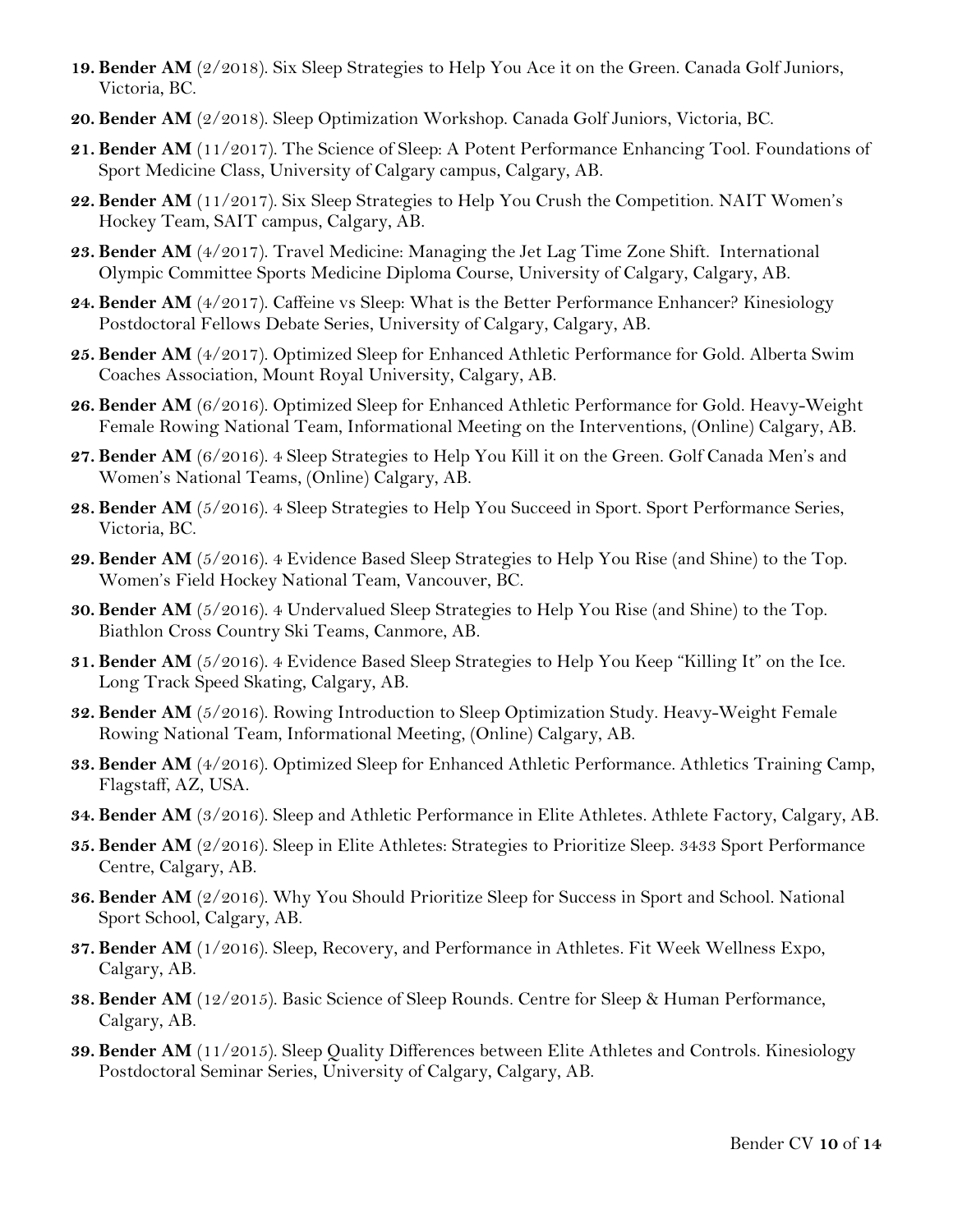19. **Bender AM** (2/2018). Six Sleep Strategies to Help You Ace it on the Green. Canada Golf Juniors, Victoria, BC.
20. **Bender AM** (2/2018). Sleep Optimization Workshop. Canada Golf Juniors, Victoria, BC.
21. **Bender AM** (11/2017). The Science of Sleep: A Potent Performance Enhancing Tool. Foundations of Sport Medicine Class, University of Calgary campus, Calgary, AB.
22. **Bender AM** (11/2017). Six Sleep Strategies to Help You Crush the Competition. NAIT Women's Hockey Team, SAIT campus, Calgary, AB.
23. **Bender AM** (4/2017). Travel Medicine: Managing the Jet Lag Time Zone Shift. International Olympic Committee Sports Medicine Diploma Course, University of Calgary, Calgary, AB.
24. **Bender AM** (4/2017). Caffeine vs Sleep: What is the Better Performance Enhancer? Kinesiology Postdoctoral Fellows Debate Series, University of Calgary, Calgary, AB.
25. **Bender AM** (4/2017). Optimized Sleep for Enhanced Athletic Performance for Gold. Alberta Swim Coaches Association, Mount Royal University, Calgary, AB.
26. **Bender AM** (6/2016). Optimized Sleep for Enhanced Athletic Performance for Gold. Heavy-Weight Female Rowing National Team, Informational Meeting on the Interventions, (Online) Calgary, AB.
27. **Bender AM** (6/2016). 4 Sleep Strategies to Help You Kill it on the Green. Golf Canada Men's and Women's National Teams, (Online) Calgary, AB.
28. **Bender AM** (5/2016). 4 Sleep Strategies to Help You Succeed in Sport. Sport Performance Series, Victoria, BC.
29. **Bender AM** (5/2016). 4 Evidence Based Sleep Strategies to Help You Rise (and Shine) to the Top. Women's Field Hockey National Team, Vancouver, BC.
30. **Bender AM** (5/2016). 4 Undervalued Sleep Strategies to Help You Rise (and Shine) to the Top. Biathlon Cross Country Ski Teams, Canmore, AB.
31. **Bender AM** (5/2016). 4 Evidence Based Sleep Strategies to Help You Keep "Killing It" on the Ice. Long Track Speed Skating, Calgary, AB.
32. **Bender AM** (5/2016). Rowing Introduction to Sleep Optimization Study. Heavy-Weight Female Rowing National Team, Informational Meeting, (Online) Calgary, AB.
33. **Bender AM** (4/2016). Optimized Sleep for Enhanced Athletic Performance. Athletics Training Camp, Flagstaff, AZ, USA.
34. **Bender AM** (3/2016). Sleep and Athletic Performance in Elite Athletes. Athlete Factory, Calgary, AB.
35. **Bender AM** (2/2016). Sleep in Elite Athletes: Strategies to Prioritize Sleep. 3433 Sport Performance Centre, Calgary, AB.
36. **Bender AM** (2/2016). Why You Should Prioritize Sleep for Success in Sport and School. National Sport School, Calgary, AB.
37. **Bender AM** (1/2016). Sleep, Recovery, and Performance in Athletes. Fit Week Wellness Expo, Calgary, AB.
38. **Bender AM** (12/2015). Basic Science of Sleep Rounds. Centre for Sleep & Human Performance, Calgary, AB.
39. **Bender AM** (11/2015). Sleep Quality Differences between Elite Athletes and Controls. Kinesiology Postdoctoral Seminar Series, University of Calgary, Calgary, AB.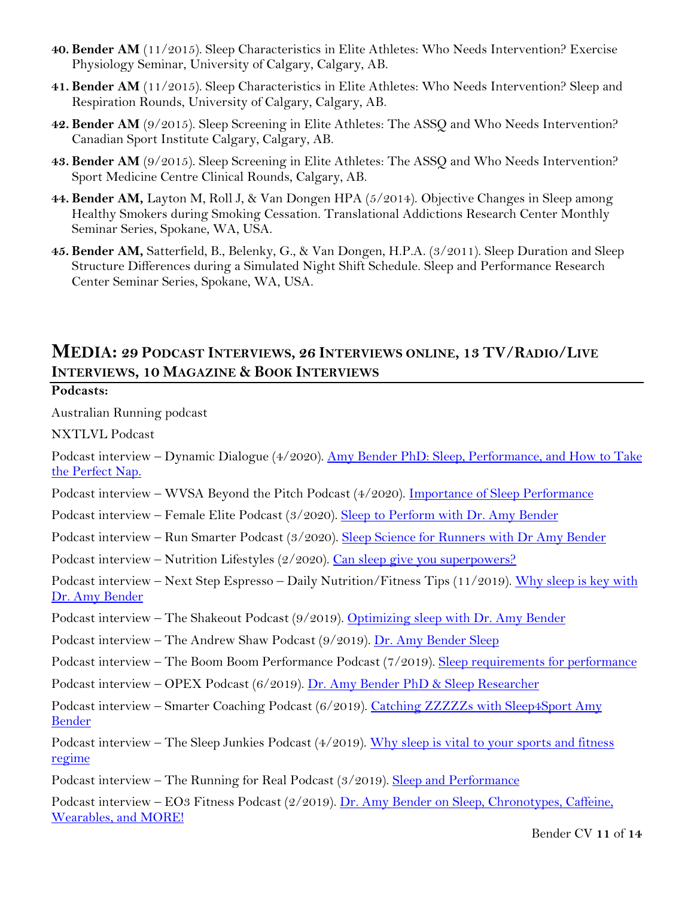40. **Bender AM** (11/2015). Sleep Characteristics in Elite Athletes: Who Needs Intervention? Exercise Physiology Seminar, University of Calgary, Calgary, AB.
41. **Bender AM** (11/2015). Sleep Characteristics in Elite Athletes: Who Needs Intervention? Sleep and Respiration Rounds, University of Calgary, Calgary, AB.
42. **Bender AM** (9/2015). Sleep Screening in Elite Athletes: The ASSQ and Who Needs Intervention? Canadian Sport Institute Calgary, Calgary, AB.
43. **Bender AM** (9/2015). Sleep Screening in Elite Athletes: The ASSQ and Who Needs Intervention? Sport Medicine Centre Clinical Rounds, Calgary, AB.
44. **Bender AM,** Layton M, Roll J, & Van Dongen HPA (5/2014). Objective Changes in Sleep among Healthy Smokers during Smoking Cessation. Translational Addictions Research Center Monthly Seminar Series, Spokane, WA, USA.
45. **Bender AM,** Satterfield, B., Belenky, G., & Van Dongen, H.P.A. (3/2011). Sleep Duration and Sleep Structure Differences during a Simulated Night Shift Schedule. Sleep and Performance Research Center Seminar Series, Spokane, WA, USA.

## MEDIA: 29 PODCAST INTERVIEWS, 26 INTERVIEWS ONLINE, 13 TV/RADIO/LIVE INTERVIEWS, 10 MAGAZINE & BOOK INTERVIEWS

**Podcasts:**

Australian Running podcast

NXTLVL Podcast

Podcast interview – Dynamic Dialogue (4/2020). Amy Bender PhD: Sleep, Performance, and How to Take the Perfect Nap.

Podcast interview – WVSA Beyond the Pitch Podcast (4/2020). Importance of Sleep Performance

Podcast interview – Female Elite Podcast (3/2020). Sleep to Perform with Dr. Amy Bender

Podcast interview – Run Smarter Podcast (3/2020). Sleep Science for Runners with Dr Amy Bender

Podcast interview – Nutrition Lifestyles (2/2020). Can sleep give you superpowers?

Podcast interview – Next Step Espresso – Daily Nutrition/Fitness Tips (11/2019). Why sleep is key with Dr. Amy Bender

Podcast interview – The Shakeout Podcast (9/2019). Optimizing sleep with Dr. Amy Bender

Podcast interview – The Andrew Shaw Podcast (9/2019). Dr. Amy Bender Sleep

Podcast interview – The Boom Boom Performance Podcast (7/2019). Sleep requirements for performance

Podcast interview – OPEX Podcast (6/2019). Dr. Amy Bender PhD & Sleep Researcher

Podcast interview – Smarter Coaching Podcast (6/2019). Catching ZZZZZs with Sleep4Sport Amy Bender

Podcast interview – The Sleep Junkies Podcast (4/2019). Why sleep is vital to your sports and fitness regime

Podcast interview – The Running for Real Podcast (3/2019). Sleep and Performance

Podcast interview – EO3 Fitness Podcast (2/2019). Dr. Amy Bender on Sleep, Chronotypes, Caffeine, Wearables, and MORE!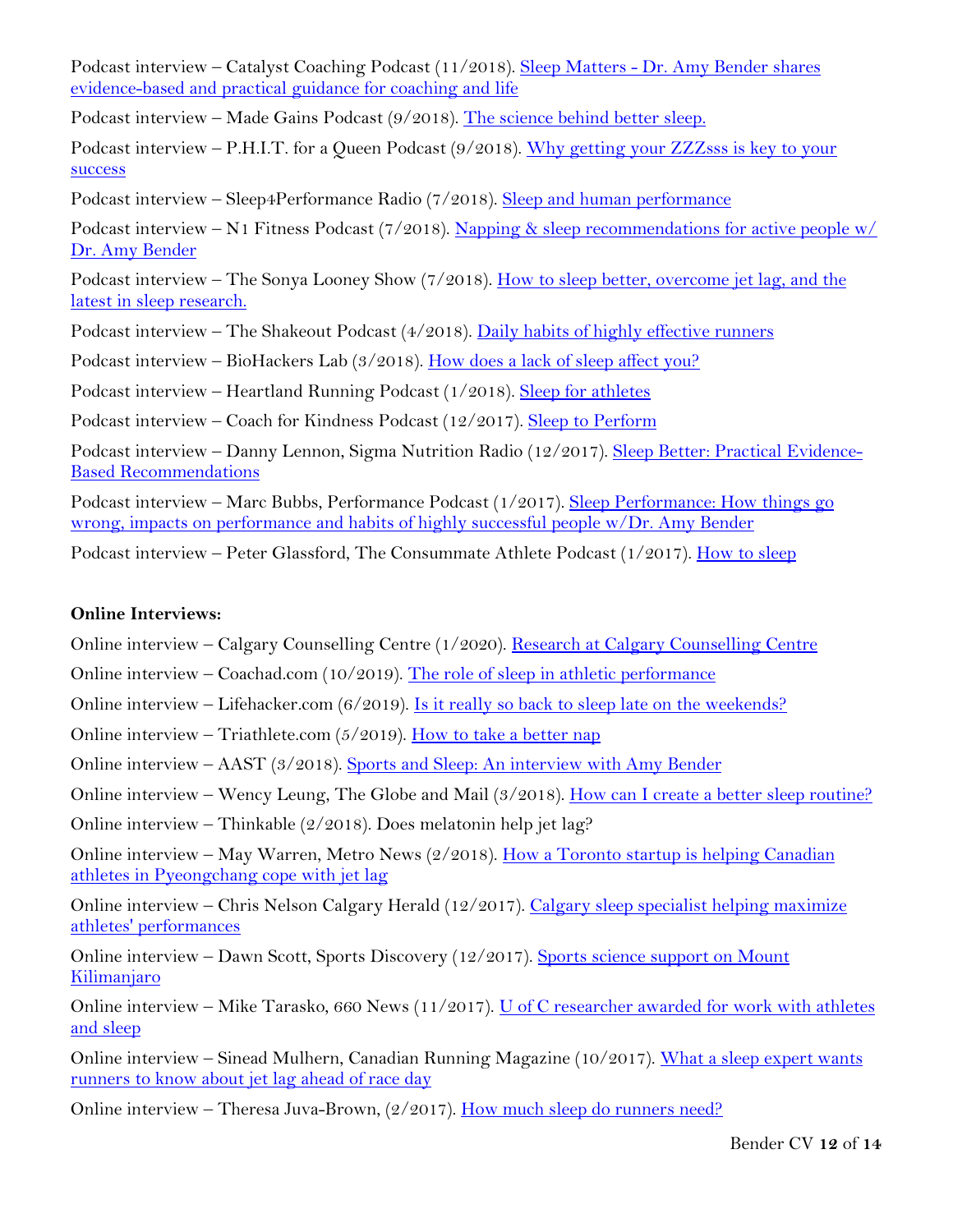Podcast interview – Catalyst Coaching Podcast (11/2018). Sleep Matters - Dr. Amy Bender shares evidence-based and practical guidance for coaching and life

Podcast interview – Made Gains Podcast (9/2018). The science behind better sleep.

Podcast interview – P.H.I.T. for a Queen Podcast (9/2018). Why getting your ZZZsss is key to your success

Podcast interview – Sleep4Performance Radio (7/2018). Sleep and human performance

Podcast interview – N1 Fitness Podcast (7/2018). Napping & sleep recommendations for active people w/ Dr. Amy Bender

Podcast interview – The Sonya Looney Show (7/2018). How to sleep better, overcome jet lag, and the latest in sleep research.

Podcast interview – The Shakeout Podcast (4/2018). Daily habits of highly effective runners

Podcast interview – BioHackers Lab (3/2018). How does a lack of sleep affect you?

Podcast interview – Heartland Running Podcast (1/2018). Sleep for athletes

Podcast interview – Coach for Kindness Podcast (12/2017). Sleep to Perform

Podcast interview – Danny Lennon, Sigma Nutrition Radio (12/2017). Sleep Better: Practical Evidence-Based Recommendations

Podcast interview – Marc Bubbs, Performance Podcast (1/2017). Sleep Performance: How things go wrong, impacts on performance and habits of highly successful people w/Dr. Amy Bender

Podcast interview – Peter Glassford, The Consummate Athlete Podcast (1/2017). How to sleep

**Online Interviews:**

Online interview – Calgary Counselling Centre (1/2020). Research at Calgary Counselling Centre

Online interview – Coachad.com (10/2019). The role of sleep in athletic performance

Online interview – Lifehacker.com (6/2019). Is it really so back to sleep late on the weekends?

Online interview – Triathlete.com (5/2019). How to take a better nap

Online interview – AAST (3/2018). Sports and Sleep: An interview with Amy Bender

Online interview – Wency Leung, The Globe and Mail (3/2018). How can I create a better sleep routine?

Online interview – Thinkable (2/2018). Does melatonin help jet lag?

Online interview – May Warren, Metro News (2/2018). How a Toronto startup is helping Canadian athletes in Pyeongchang cope with jet lag

Online interview – Chris Nelson Calgary Herald (12/2017). Calgary sleep specialist helping maximize athletes' performances

Online interview – Dawn Scott, Sports Discovery (12/2017). Sports science support on Mount Kilimanjaro

Online interview – Mike Tarasko, 660 News (11/2017). U of C researcher awarded for work with athletes and sleep

Online interview – Sinead Mulhern, Canadian Running Magazine (10/2017). What a sleep expert wants runners to know about jet lag ahead of race day

Online interview – Theresa Juva-Brown, (2/2017). How much sleep do runners need?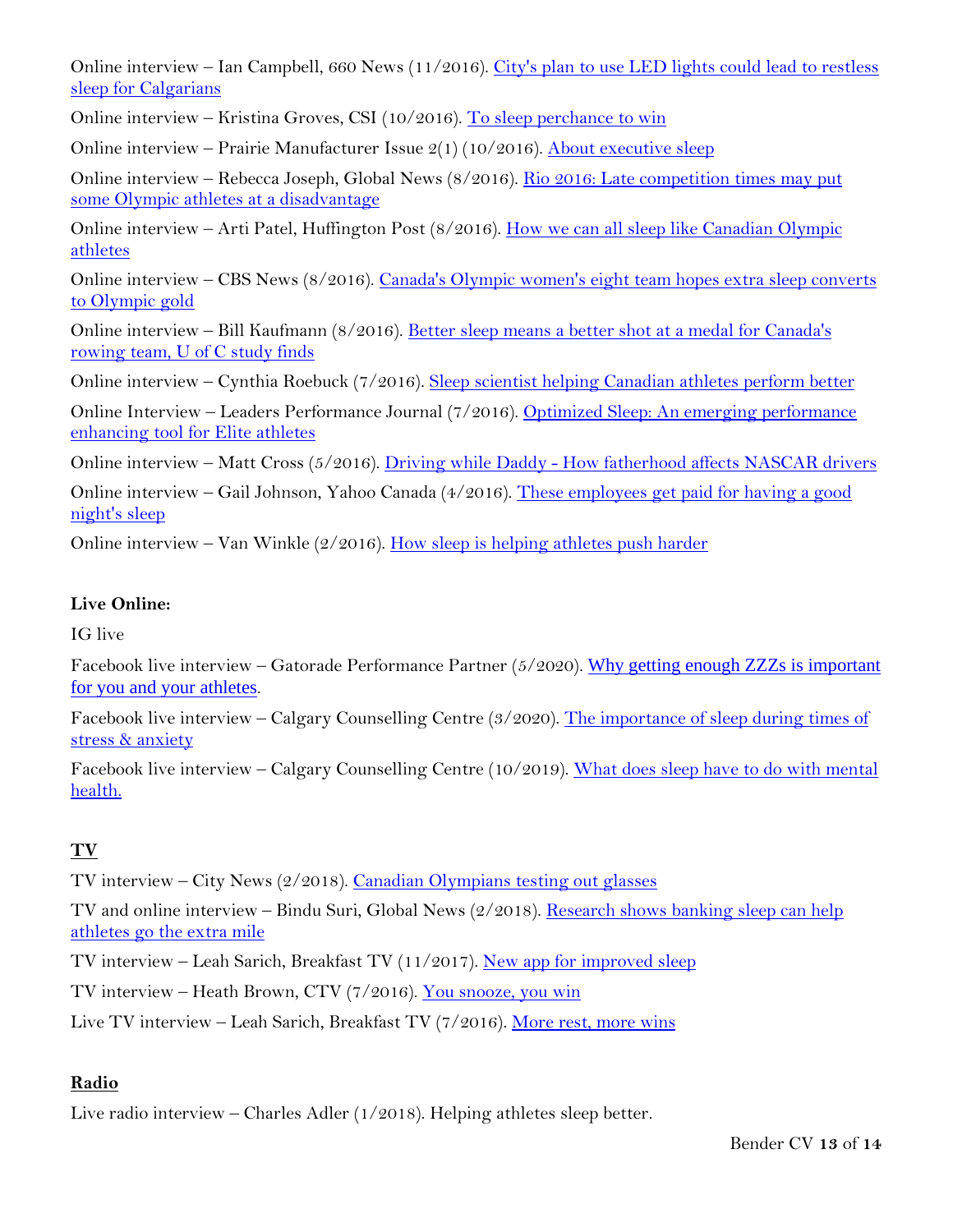Online interview – Ian Campbell, 660 News (11/2016). City's plan to use LED lights could lead to restless sleep for Calgarians

Online interview – Kristina Groves, CSI (10/2016). To sleep perchance to win

Online interview – Prairie Manufacturer Issue 2(1) (10/2016). About executive sleep

Online interview – Rebecca Joseph, Global News (8/2016). Rio 2016: Late competition times may put some Olympic athletes at a disadvantage

Online interview – Arti Patel, Huffington Post (8/2016). How we can all sleep like Canadian Olympic athletes

Online interview – CBS News (8/2016). Canada's Olympic women's eight team hopes extra sleep converts to Olympic gold

Online interview – Bill Kaufmann (8/2016). Better sleep means a better shot at a medal for Canada's rowing team, U of C study finds

Online interview – Cynthia Roebuck (7/2016). Sleep scientist helping Canadian athletes perform better

Online Interview – Leaders Performance Journal (7/2016). Optimized Sleep: An emerging performance enhancing tool for Elite athletes

Online interview – Matt Cross (5/2016). Driving while Daddy - How fatherhood affects NASCAR drivers

Online interview – Gail Johnson, Yahoo Canada (4/2016). These employees get paid for having a good night's sleep

Online interview – Van Winkle (2/2016). How sleep is helping athletes push harder

**Live Online:**

IG live

Facebook live interview – Gatorade Performance Partner (5/2020). Why getting enough ZZZs is important for you and your athletes.

Facebook live interview – Calgary Counselling Centre (3/2020). The importance of sleep during times of stress & anxiety

Facebook live interview – Calgary Counselling Centre (10/2019). What does sleep have to do with mental health.

## TV

TV interview – City News (2/2018). Canadian Olympians testing out glasses

TV and online interview – Bindu Suri, Global News (2/2018). Research shows banking sleep can help athletes go the extra mile

TV interview – Leah Sarich, Breakfast TV (11/2017). New app for improved sleep

TV interview – Heath Brown, CTV (7/2016). You snooze, you win

Live TV interview – Leah Sarich, Breakfast TV (7/2016). More rest, more wins

## Radio

Live radio interview – Charles Adler (1/2018). Helping athletes sleep better.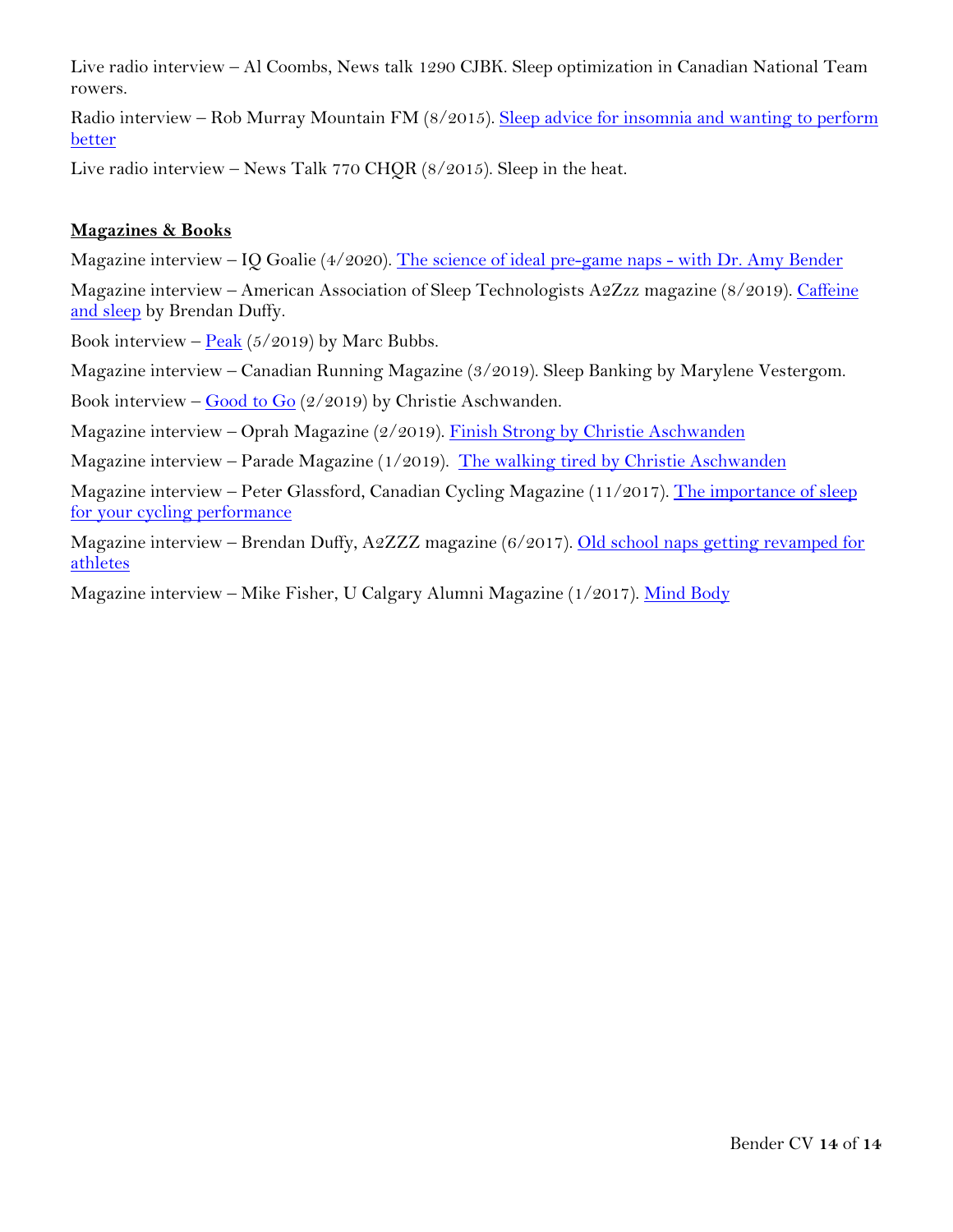Live radio interview – Al Coombs, News talk 1290 CJBK. Sleep optimization in Canadian National Team rowers.

Radio interview – Rob Murray Mountain FM (8/2015). Sleep advice for insomnia and wanting to perform better

Live radio interview – News Talk 770 CHQR (8/2015). Sleep in the heat.

## Magazines & Books

Magazine interview – IQ Goalie (4/2020). The science of ideal pre-game naps - with Dr. Amy Bender

Magazine interview – American Association of Sleep Technologists A2Zzz magazine (8/2019). Caffeine and sleep by Brendan Duffy.

Book interview – Peak (5/2019) by Marc Bubbs.

Magazine interview – Canadian Running Magazine (3/2019). Sleep Banking by Marylene Vestergom.

Book interview – Good to Go (2/2019) by Christie Aschwanden.

Magazine interview – Oprah Magazine (2/2019). Finish Strong by Christie Aschwanden

Magazine interview – Parade Magazine (1/2019). The walking tired by Christie Aschwanden

Magazine interview – Peter Glassford, Canadian Cycling Magazine (11/2017). The importance of sleep for your cycling performance

Magazine interview – Brendan Duffy, A2ZZZ magazine (6/2017). Old school naps getting revamped for athletes

Magazine interview – Mike Fisher, U Calgary Alumni Magazine (1/2017). Mind Body